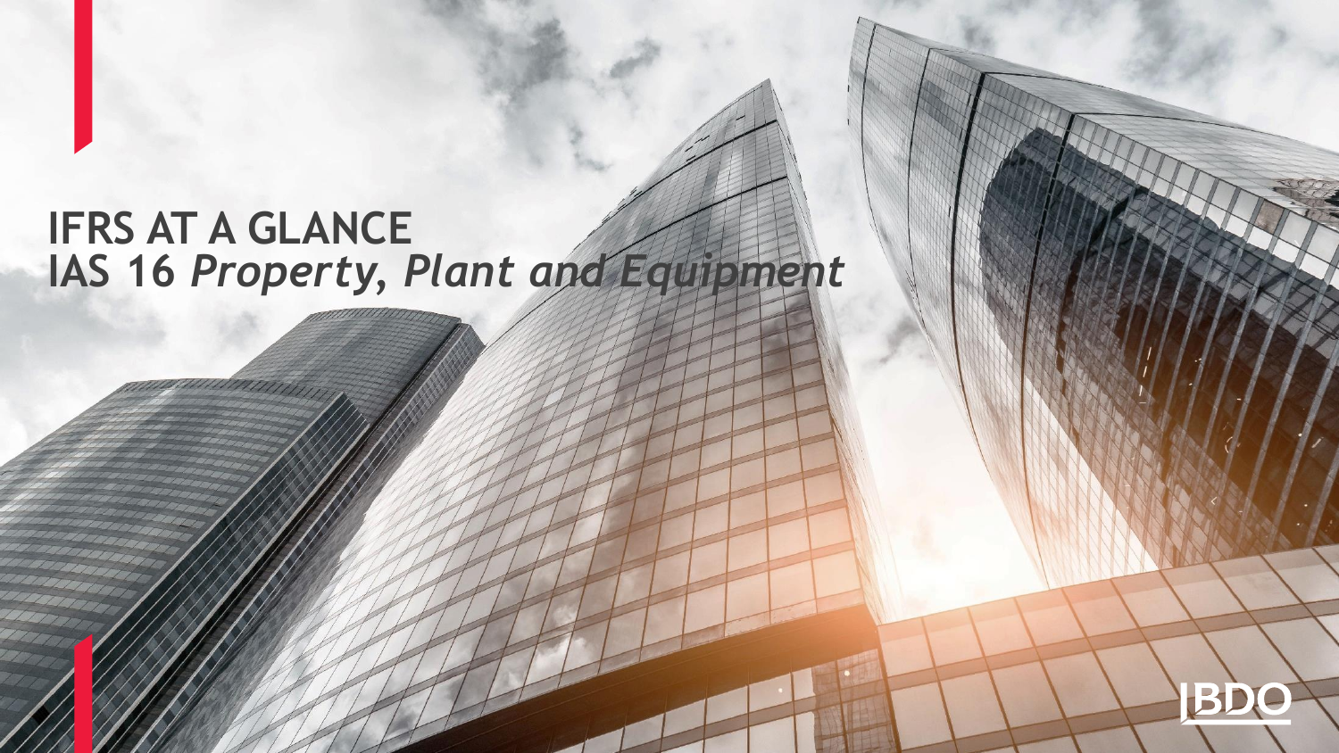# IFRS AT A GLANCE
# IAS 16 *Property, Plant and Equipment*

BDO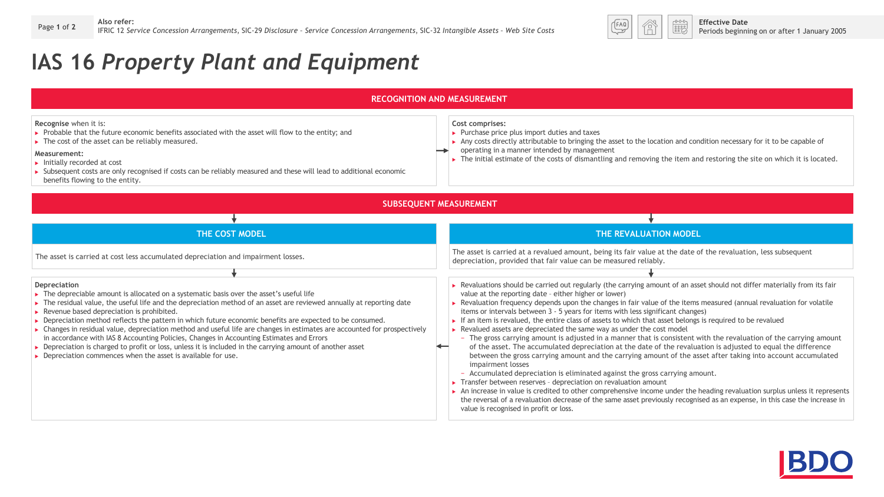**Also refer:**
IFRIC 12 *Service Concession Arrangements*, SIC-29 *Disclosure – Service Concession Arrangements*, SIC-32 *Intangible Assets – Web Site Costs*

**Effective Date**
Periods beginning on or after 1 January 2005

# IAS 16 *Property Plant and Equipment*

## RECOGNITION AND MEASUREMENT

**Recognise** when it is:

- Probable that the future economic benefits associated with the asset will flow to the entity; and
- The cost of the asset can be reliably measured.

**Measurement:**

- Initially recorded at cost
- Subsequent costs are only recognised if costs can be reliably measured and these will lead to additional economic benefits flowing to the entity.

**Cost comprises:**

- Purchase price plus import duties and taxes
- Any costs directly attributable to bringing the asset to the location and condition necessary for it to be capable of operating in a manner intended by management
- The initial estimate of the costs of dismantling and removing the item and restoring the site on which it is located.

## SUBSEQUENT MEASUREMENT

### THE COST MODEL

The asset is carried at cost less accumulated depreciation and impairment losses.

**Depreciation**

- The depreciable amount is allocated on a systematic basis over the asset's useful life
- The residual value, the useful life and the depreciation method of an asset are reviewed annually at reporting date
- Revenue based depreciation is prohibited.
- Depreciation method reflects the pattern in which future economic benefits are expected to be consumed.
- Changes in residual value, depreciation method and useful life are changes in estimates are accounted for prospectively in accordance with IAS 8 Accounting Policies, Changes in Accounting Estimates and Errors
- Depreciation is charged to profit or loss, unless it is included in the carrying amount of another asset
- Depreciation commences when the asset is available for use.

### THE REVALUATION MODEL

The asset is carried at a revalued amount, being its fair value at the date of the revaluation, less subsequent depreciation, provided that fair value can be measured reliably.

- Revaluations should be carried out regularly (the carrying amount of an asset should not differ materially from its fair value at the reporting date – either higher or lower)
- Revaluation frequency depends upon the changes in fair value of the items measured (annual revaluation for volatile items or intervals between 3 - 5 years for items with less significant changes)
- If an item is revalued, the entire class of assets to which that asset belongs is required to be revalued
- Revalued assets are depreciated the same way as under the cost model
  - The gross carrying amount is adjusted in a manner that is consistent with the revaluation of the carrying amount of the asset. The accumulated depreciation at the date of the revaluation is adjusted to equal the difference between the gross carrying amount and the carrying amount of the asset after taking into account accumulated impairment losses
  - Accumulated depreciation is eliminated against the gross carrying amount.
- Transfer between reserves – depreciation on revaluation amount
- An increase in value is credited to other comprehensive income under the heading revaluation surplus unless it represents the reversal of a revaluation decrease of the same asset previously recognised as an expense, in this case the increase in value is recognised in profit or loss.

BDO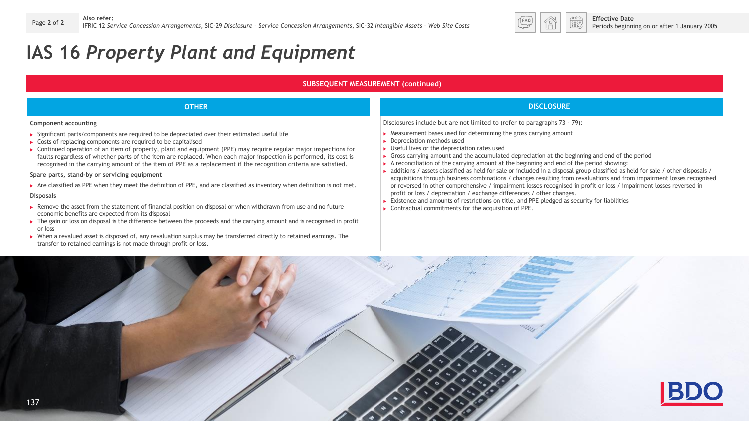Also refer:
IFRIC 12 *Service Concession Arrangements*, SIC-29 *Disclosure – Service Concession Arrangements*, SIC-32 *Intangible Assets – Web Site Costs*

**Effective Date**
Periods beginning on or after 1 January 2005

# IAS 16 *Property Plant and Equipment*

## SUBSEQUENT MEASUREMENT (continued)

### OTHER

**Component accounting**

- Significant parts/components are required to be depreciated over their estimated useful life
- Costs of replacing components are required to be capitalised
- Continued operation of an item of property, plant and equipment (PPE) may require regular major inspections for faults regardless of whether parts of the item are replaced. When each major inspection is performed, its cost is recognised in the carrying amount of the item of PPE as a replacement if the recognition criteria are satisfied.

**Spare parts, stand-by or servicing equipment**

- Are classified as PPE when they meet the definition of PPE, and are classified as inventory when definition is not met.

**Disposals**

- Remove the asset from the statement of financial position on disposal or when withdrawn from use and no future economic benefits are expected from its disposal
- The gain or loss on disposal is the difference between the proceeds and the carrying amount and is recognised in profit or loss
- When a revalued asset is disposed of, any revaluation surplus may be transferred directly to retained earnings. The transfer to retained earnings is not made through profit or loss.

### DISCLOSURE

Disclosures include but are not limited to (refer to paragraphs 73 - 79):

- Measurement bases used for determining the gross carrying amount
- Depreciation methods used
- Useful lives or the depreciation rates used
- Gross carrying amount and the accumulated depreciation at the beginning and end of the period
- A reconciliation of the carrying amount at the beginning and end of the period showing:
- additions / assets classified as held for sale or included in a disposal group classified as held for sale / other disposals / acquisitions through business combinations / changes resulting from revaluations and from impairment losses recognised or reversed in other comprehensive / impairment losses recognised in profit or loss / impairment losses reversed in profit or loss / depreciation / exchange differences / other changes.
- Existence and amounts of restrictions on title, and PPE pledged as security for liabilities
- Contractual commitments for the acquisition of PPE.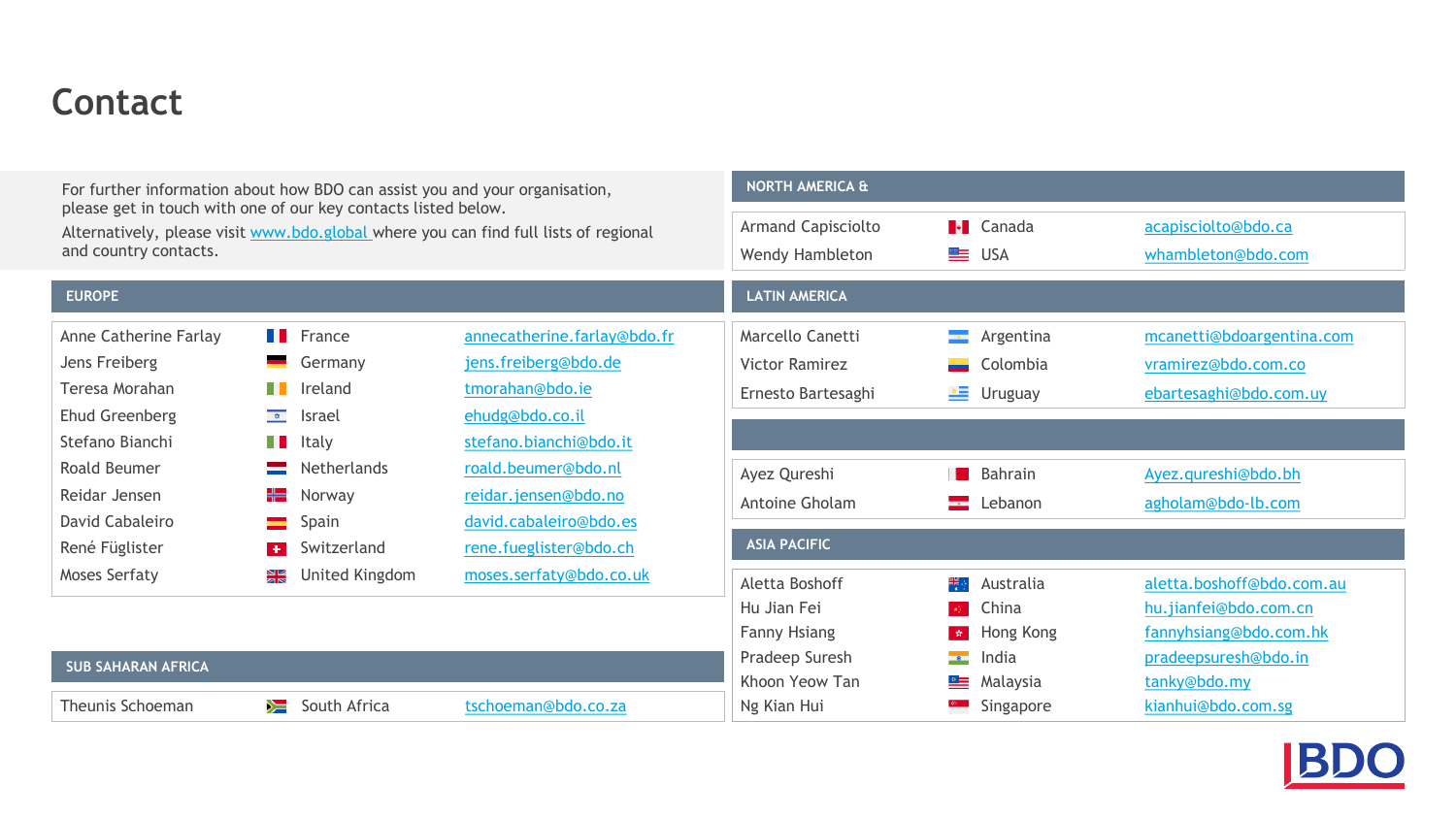# Contact

For further information about how BDO can assist you and your organisation, please get in touch with one of our key contacts listed below.

Alternatively, please visit www.bdo.global where you can find full lists of regional and country contacts.

## EUROPE

| Name | Country | Email |
|---|---|---|
| Anne Catherine Farlay | France | annecatherine.farlay@bdo.fr |
| Jens Freiberg | Germany | jens.freiberg@bdo.de |
| Teresa Morahan | Ireland | tmorahan@bdo.ie |
| Ehud Greenberg | Israel | ehudg@bdo.co.il |
| Stefano Bianchi | Italy | stefano.bianchi@bdo.it |
| Roald Beumer | Netherlands | roald.beumer@bdo.nl |
| Reidar Jensen | Norway | reidar.jensen@bdo.no |
| David Cabaleiro | Spain | david.cabaleiro@bdo.es |
| René Füglister | Switzerland | rene.fueglister@bdo.ch |
| Moses Serfaty | United Kingdom | moses.serfaty@bdo.co.uk |

## SUB SAHARAN AFRICA

| Name | Country | Email |
|---|---|---|
| Theunis Schoeman | South Africa | tschoeman@bdo.co.za |

## NORTH AMERICA &

| Name | Country | Email |
|---|---|---|
| Armand Capisciolto | Canada | acapisciolto@bdo.ca |
| Wendy Hambleton | USA | whambleton@bdo.com |

## LATIN AMERICA

| Name | Country | Email |
|---|---|---|
| Marcello Canetti | Argentina | mcanetti@bdoargentina.com |
| Victor Ramirez | Colombia | vramirez@bdo.com.co |
| Ernesto Bartesaghi | Uruguay | ebartesaghi@bdo.com.uy |

| Name | Country | Email |
|---|---|---|
| Ayez Qureshi | Bahrain | Ayez.qureshi@bdo.bh |
| Antoine Gholam | Lebanon | agholam@bdo-lb.com |

## ASIA PACIFIC

| Name | Country | Email |
|---|---|---|
| Aletta Boshoff | Australia | aletta.boshoff@bdo.com.au |
| Hu Jian Fei | China | hu.jianfei@bdo.com.cn |
| Fanny Hsiang | Hong Kong | fannyhsiang@bdo.com.hk |
| Pradeep Suresh | India | pradeepsuresh@bdo.in |
| Khoon Yeow Tan | Malaysia | tanky@bdo.my |
| Ng Kian Hui | Singapore | kianhui@bdo.com.sg |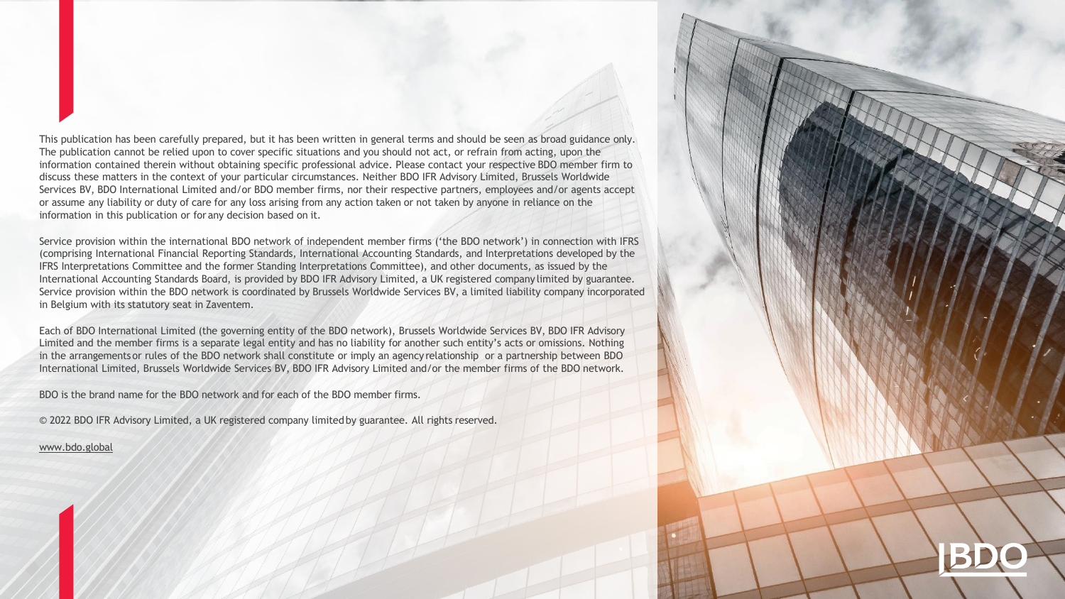This publication has been carefully prepared, but it has been written in general terms and should be seen as broad guidance only. The publication cannot be relied upon to cover specific situations and you should not act, or refrain from acting, upon the information contained therein without obtaining specific professional advice. Please contact your respective BDO member firm to discuss these matters in the context of your particular circumstances. Neither BDO IFR Advisory Limited, Brussels Worldwide Services BV, BDO International Limited and/or BDO member firms, nor their respective partners, employees and/or agents accept or assume any liability or duty of care for any loss arising from any action taken or not taken by anyone in reliance on the information in this publication or for any decision based on it.

Service provision within the international BDO network of independent member firms ('the BDO network') in connection with IFRS (comprising International Financial Reporting Standards, International Accounting Standards, and Interpretations developed by the IFRS Interpretations Committee and the former Standing Interpretations Committee), and other documents, as issued by the International Accounting Standards Board, is provided by BDO IFR Advisory Limited, a UK registered company limited by guarantee. Service provision within the BDO network is coordinated by Brussels Worldwide Services BV, a limited liability company incorporated in Belgium with its statutory seat in Zaventem.

Each of BDO International Limited (the governing entity of the BDO network), Brussels Worldwide Services BV, BDO IFR Advisory Limited and the member firms is a separate legal entity and has no liability for another such entity's acts or omissions. Nothing in the arrangements or rules of the BDO network shall constitute or imply an agency relationship or a partnership between BDO International Limited, Brussels Worldwide Services BV, BDO IFR Advisory Limited and/or the member firms of the BDO network.

BDO is the brand name for the BDO network and for each of the BDO member firms.

© 2022 BDO IFR Advisory Limited, a UK registered company limited by guarantee. All rights reserved.

www.bdo.global